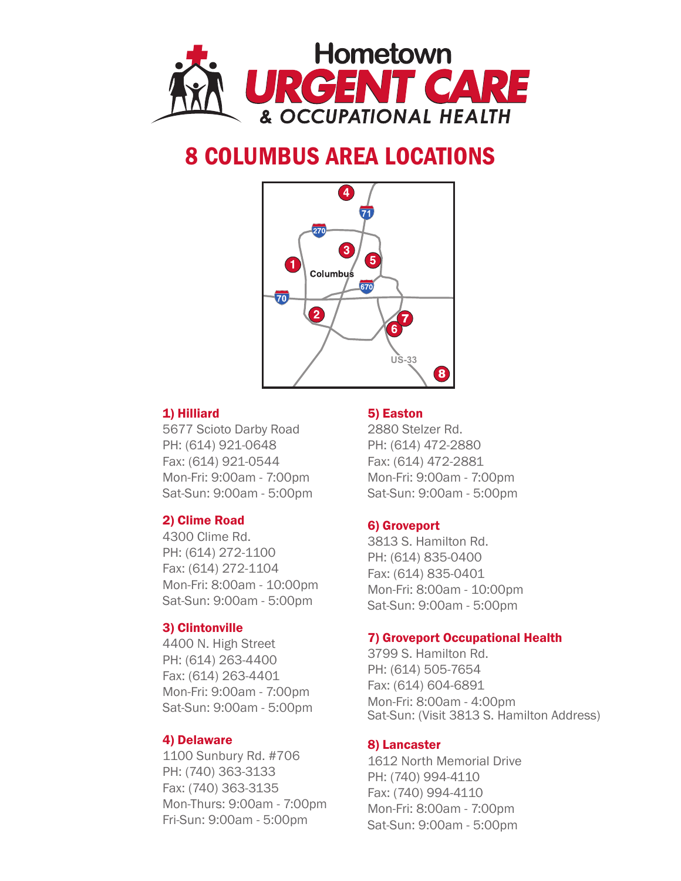# Hometown URGENT CARE & OCCUPATIONAL HEALTH

## 8 COLUMBUS AREA LOCATIONS

### 1) Hilliard
5677 Scioto Darby Road
PH: (614) 921-0648
Fax: (614) 921-0544
Mon-Fri: 9:00am - 7:00pm
Sat-Sun: 9:00am - 5:00pm

### 2) Clime Road
4300 Clime Rd.
PH: (614) 272-1100
Fax: (614) 272-1104
Mon-Fri: 8:00am - 10:00pm
Sat-Sun: 9:00am - 5:00pm

### 3) Clintonville
4400 N. High Street
PH: (614) 263-4400
Fax: (614) 263-4401
Mon-Fri: 9:00am - 7:00pm
Sat-Sun: 9:00am - 5:00pm

### 4) Delaware
1100 Sunbury Rd. #706
PH: (740) 363-3133
Fax: (740) 363-3135
Mon-Thurs: 9:00am - 7:00pm
Fri-Sun: 9:00am - 5:00pm

### 5) Easton
2880 Stelzer Rd.
PH: (614) 472-2880
Fax: (614) 472-2881
Mon-Fri: 9:00am - 7:00pm
Sat-Sun: 9:00am - 5:00pm

### 6) Groveport
3813 S. Hamilton Rd.
PH: (614) 835-0400
Fax: (614) 835-0401
Mon-Fri: 8:00am - 10:00pm
Sat-Sun: 9:00am - 5:00pm

### 7) Groveport Occupational Health
3799 S. Hamilton Rd.
PH: (614) 505-7654
Fax: (614) 604-6891
Mon-Fri: 8:00am - 4:00pm
Sat-Sun: (Visit 3813 S. Hamilton Address)

### 8) Lancaster
1612 North Memorial Drive
PH: (740) 994-4110
Fax: (740) 994-4110
Mon-Fri: 8:00am - 7:00pm
Sat-Sun: 9:00am - 5:00pm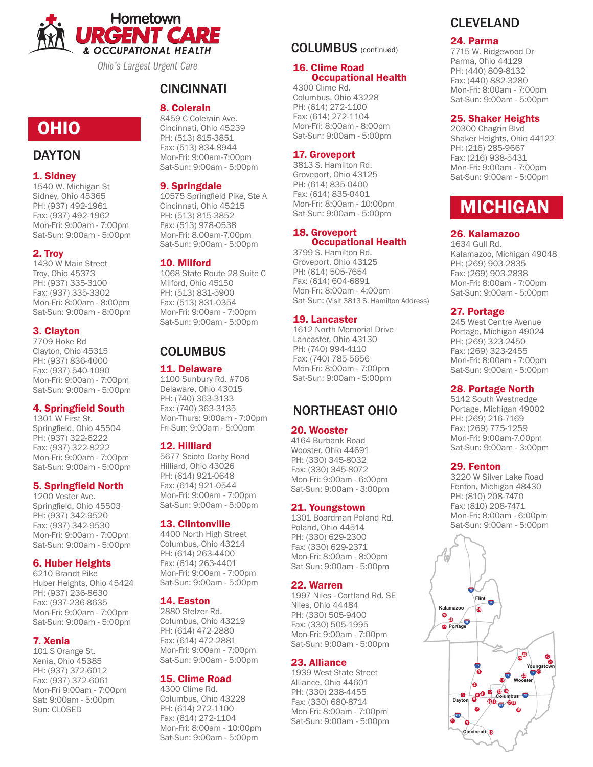# Hometown URGENT CARE & OCCUPATIONAL HEALTH

*Ohio's Largest Urgent Care*

# OHIO

## DAYTON

### 1. Sidney
1540 W. Michigan St
Sidney, Ohio 45365
PH: (937) 492-1961
Fax: (937) 492-1962
Mon-Fri: 9:00am - 7:00pm
Sat-Sun: 9:00am - 5:00pm

### 2. Troy
1430 W Main Street
Troy, Ohio 45373
PH: (937) 335-3100
Fax: (937) 335-3302
Mon-Fri: 8:00am - 8:00pm
Sat-Sun: 9:00am - 8:00pm

### 3. Clayton
7709 Hoke Rd
Clayton, Ohio 45315
PH: (937) 836-4000
Fax: (937) 540-1090
Mon-Fri: 9:00am - 7:00pm
Sat-Sun: 9:00am - 5:00pm

### 4. Springfield South
1301 W First St.
Springfield, Ohio 45504
PH: (937) 322-6222
Fax: (937) 322-8222
Mon-Fri: 9:00am - 7:00pm
Sat-Sun: 9:00am - 5:00pm

### 5. Springfield North
1200 Vester Ave.
Springfield, Ohio 45503
PH: (937) 342-9520
Fax: (937) 342-9530
Mon-Fri: 9:00am - 7:00pm
Sat-Sun: 9:00am - 5:00pm

### 6. Huber Heights
6210 Brandt Pike
Huber Heights, Ohio 45424
PH: (937) 236-8630
Fax: (937-236-8635
Mon-Fri: 9:00am - 7:00pm
Sat-Sun: 9:00am - 5:00pm

### 7. Xenia
101 S Orange St.
Xenia, Ohio 45385
PH: (937) 372-6012
Fax: (937) 372-6061
Mon-Fri 9:00am - 7:00pm
Sat: 9:00am - 5:00pm
Sun: CLOSED

## CINCINNATI

### 8. Colerain
8459 C Colerain Ave.
Cincinnati, Ohio 45239
PH: (513) 815-3851
Fax: (513) 834-8944
Mon-Fri: 9:00am-7:00pm
Sat-Sun: 9:00am - 5:00pm

### 9. Springdale
10575 Springfield Pike, Ste A
Cincinnati, Ohio 45215
PH: (513) 815-3852
Fax: (513) 978-0538
Mon-Fri: 8.00am-7.00pm
Sat-Sun: 9:00am - 5:00pm

### 10. Milford
1068 State Route 28 Suite C
Milford, Ohio 45150
PH: (513) 831-5900
Fax: (513) 831-0354
Mon-Fri: 9:00am - 7:00pm
Sat-Sun: 9:00am - 5:00pm

## COLUMBUS

### 11. Delaware
1100 Sunbury Rd. #706
Delaware, Ohio 43015
PH: (740) 363-3133
Fax: (740) 363-3135
Mon-Thurs: 9:00am - 7:00pm
Fri-Sun: 9:00am - 5:00pm

### 12. Hilliard
5677 Scioto Darby Road
Hilliard, Ohio 43026
PH: (614) 921-0648
Fax: (614) 921-0544
Mon-Fri: 9:00am - 7:00pm
Sat-Sun: 9:00am - 5:00pm

### 13. Clintonville
4400 North High Street
Columbus, Ohio 43214
PH: (614) 263-4400
Fax: (614) 263-4401
Mon-Fri: 9:00am - 7:00pm
Sat-Sun: 9:00am - 5:00pm

### 14. Easton
2880 Stelzer Rd.
Columbus, Ohio 43219
PH: (614) 472-2880
Fax: (614) 472-2881
Mon-Fri: 9:00am - 7:00pm
Sat-Sun: 9:00am - 5:00pm

### 15. Clime Road
4300 Clime Rd.
Columbus, Ohio 43228
PH: (614) 272-1100
Fax: (614) 272-1104
Mon-Fri: 8:00am - 10:00pm
Sat-Sun: 9:00am - 5:00pm

## COLUMBUS (continued)

### 16. Clime Road Occupational Health
4300 Clime Rd.
Columbus, Ohio 43228
PH: (614) 272-1100
Fax: (614) 272-1104
Mon-Fri: 8:00am - 8:00pm
Sat-Sun: 9:00am - 5:00pm

### 17. Groveport
3813 S. Hamilton Rd.
Groveport, Ohio 43125
PH: (614) 835-0400
Fax: (614) 835-0401
Mon-Fri: 8:00am - 10:00pm
Sat-Sun: 9:00am - 5:00pm

### 18. Groveport Occupational Health
3799 S. Hamilton Rd.
Groveport, Ohio 43125
PH: (614) 505-7654
Fax: (614) 604-6891
Mon-Fri: 8:00am - 4:00pm
Sat-Sun: (Visit 3813 S. Hamilton Address)

### 19. Lancaster
1612 North Memorial Drive
Lancaster, Ohio 43130
PH: (740) 994-4110
Fax: (740) 785-5656
Mon-Fri: 8:00am - 7:00pm
Sat-Sun: 9:00am - 5:00pm

## NORTHEAST OHIO

### 20. Wooster
4164 Burbank Road
Wooster, Ohio 44691
PH: (330) 345-8032
Fax: (330) 345-8072
Mon-Fri: 9:00am - 6:00pm
Sat-Sun: 9:00am - 3:00pm

### 21. Youngstown
1301 Boardman Poland Rd.
Poland, Ohio 44514
PH: (330) 629-2300
Fax: (330) 629-2371
Mon-Fri: 8:00am - 8:00pm
Sat-Sun: 9:00am - 5:00pm

### 22. Warren
1997 Niles - Cortland Rd. SE
Niles, Ohio 44484
PH: (330) 505-9400
Fax: (330) 505-1995
Mon-Fri: 9:00am - 7:00pm
Sat-Sun: 9:00am - 5:00pm

### 23. Alliance
1939 West State Street
Alliance, Ohio 44601
PH: (330) 238-4455
Fax: (330) 680-8714
Mon-Fri: 8:00am - 7:00pm
Sat-Sun: 9:00am - 5:00pm

## CLEVELAND

### 24. Parma
7715 W. Ridgewood Dr
Parma, Ohio 44129
PH: (440) 809-8132
Fax: (440) 882-3280
Mon-Fri: 8:00am - 7:00pm
Sat-Sun: 9:00am - 5:00pm

### 25. Shaker Heights
20300 Chagrin Blvd
Shaker Heights, Ohio 44122
PH: (216) 285-9667
Fax: (216) 938-5431
Mon-Fri: 9:00am - 7:00pm
Sat-Sun: 9:00am - 5:00pm

# MICHIGAN

### 26. Kalamazoo
1634 Gull Rd.
Kalamazoo, Michigan 49048
PH: (269) 903-2835
Fax: (269) 903-2838
Mon-Fri: 8:00am - 7:00pm
Sat-Sun: 9:00am - 5:00pm

### 27. Portage
245 West Centre Avenue
Portage, Michigan 49024
PH: (269) 323-2450
Fax: (269) 323-2455
Mon-Fri: 8:00am - 7:00pm
Sat-Sun: 9:00am - 5:00pm

### 28. Portage North
5142 South Westnedge
Portage, Michigan 49002
PH: (269) 216-7169
Fax: (269) 775-1259
Mon-Fri: 9:00am-7.00pm
Sat-Sun: 9:00am - 3:00pm

### 29. Fenton
3220 W Silver Lake Road
Fenton, Michigan 48430
PH: (810) 208-7470
Fax: (810) 208-7471
Mon-Fri: 8:00am - 6:00pm
Sat-Sun: 9:00am - 5:00pm

Flint
Kalamazoo
Portage
Youngstown
Wooster
Dayton
Columbus
Cincinnati